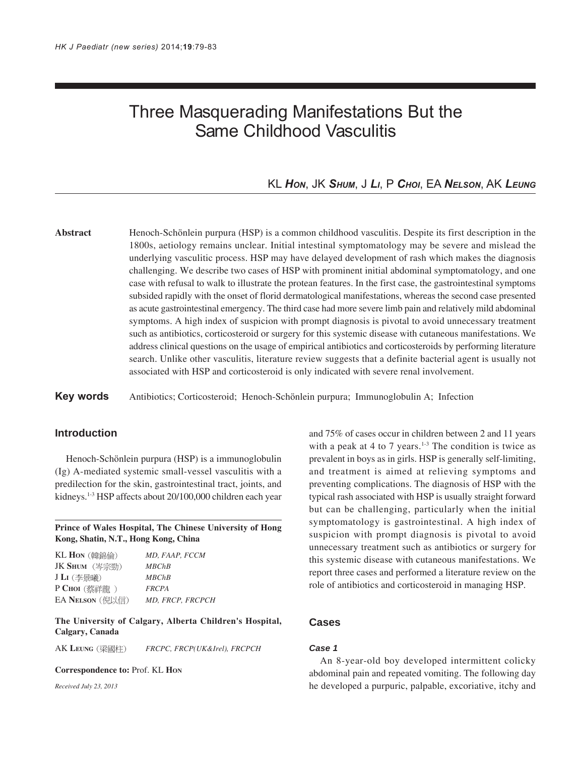# Three Masquerading Manifestations But the Same Childhood Vasculitis

KL **Hon**, JK **Shum**, J **Li**, P **Choi**, EA **Nelson**, AK **Leung**

**Abstract** Henoch-Schönlein purpura (HSP) is a common childhood vasculitis. Despite its first description in the 1800s, aetiology remains unclear. Initial intestinal symptomatology may be severe and mislead the underlying vasculitic process. HSP may have delayed development of rash which makes the diagnosis challenging. We describe two cases of HSP with prominent initial abdominal symptomatology, and one case with refusal to walk to illustrate the protean features. In the first case, the gastrointestinal symptoms subsided rapidly with the onset of florid dermatological manifestations, whereas the second case presented as acute gastrointestinal emergency. The third case had more severe limb pain and relatively mild abdominal symptoms. A high index of suspicion with prompt diagnosis is pivotal to avoid unnecessary treatment such as antibiotics, corticosteroid or surgery for this systemic disease with cutaneous manifestations. We address clinical questions on the usage of empirical antibiotics and corticosteroids by performing literature search. Unlike other vasculitis, literature review suggests that a definite bacterial agent is usually not associated with HSP and corticosteroid is only indicated with severe renal involvement.

**Key words** Antibiotics; Corticosteroid; Henoch-Schönlein purpura; Immunoglobulin A; Infection

## Introduction

Henoch-Schönlein purpura (HSP) is a immunoglobulin (Ig) A-mediated systemic small-vessel vasculitis with a predilection for the skin, gastrointestinal tract, joints, and kidneys.[1-3] HSP affects about 20/100,000 children each year and 75% of cases occur in children between 2 and 11 years with a peak at 4 to 7 years.[1-3] The condition is twice as prevalent in boys as in girls. HSP is generally self-limiting, and treatment is aimed at relieving symptoms and preventing complications. The diagnosis of HSP with the typical rash associated with HSP is usually straight forward but can be challenging, particularly when the initial symptomatology is gastrointestinal. A high index of suspicion with prompt diagnosis is pivotal to avoid unnecessary treatment such as antibiotics or surgery for this systemic disease with cutaneous manifestations. We report three cases and performed a literature review on the role of antibiotics and corticosteroid in managing HSP.

**Prince of Wales Hospital, The Chinese University of Hong Kong, Shatin, N.T., Hong Kong, China**

| | |
|---|---|
| KL **Hon** (韓錦倫) | *MD, FAAP, FCCM* |
| JK **Shum** (岑宗勁) | *MBChB* |
| J **Li** (李景曦) | *MBChB* |
| P **Choi** (蔡祥龍 ) | *FRCPA* |
| EA **Nelson** (倪以信) | *MD, FRCP, FRCPCH* |

**The University of Calgary, Alberta Children's Hospital, Calgary, Canada**

| | |
|---|---|
| AK **Leung** (梁國柱) | *FRCPC, FRCP(UK&Irel), FRCPCH* |

**Correspondence to:** Prof. KL **Hon**

*Received July 23, 2013*

## Cases

### Case 1

An 8-year-old boy developed intermittent colicky abdominal pain and repeated vomiting. The following day he developed a purpuric, palpable, excoriative, itchy and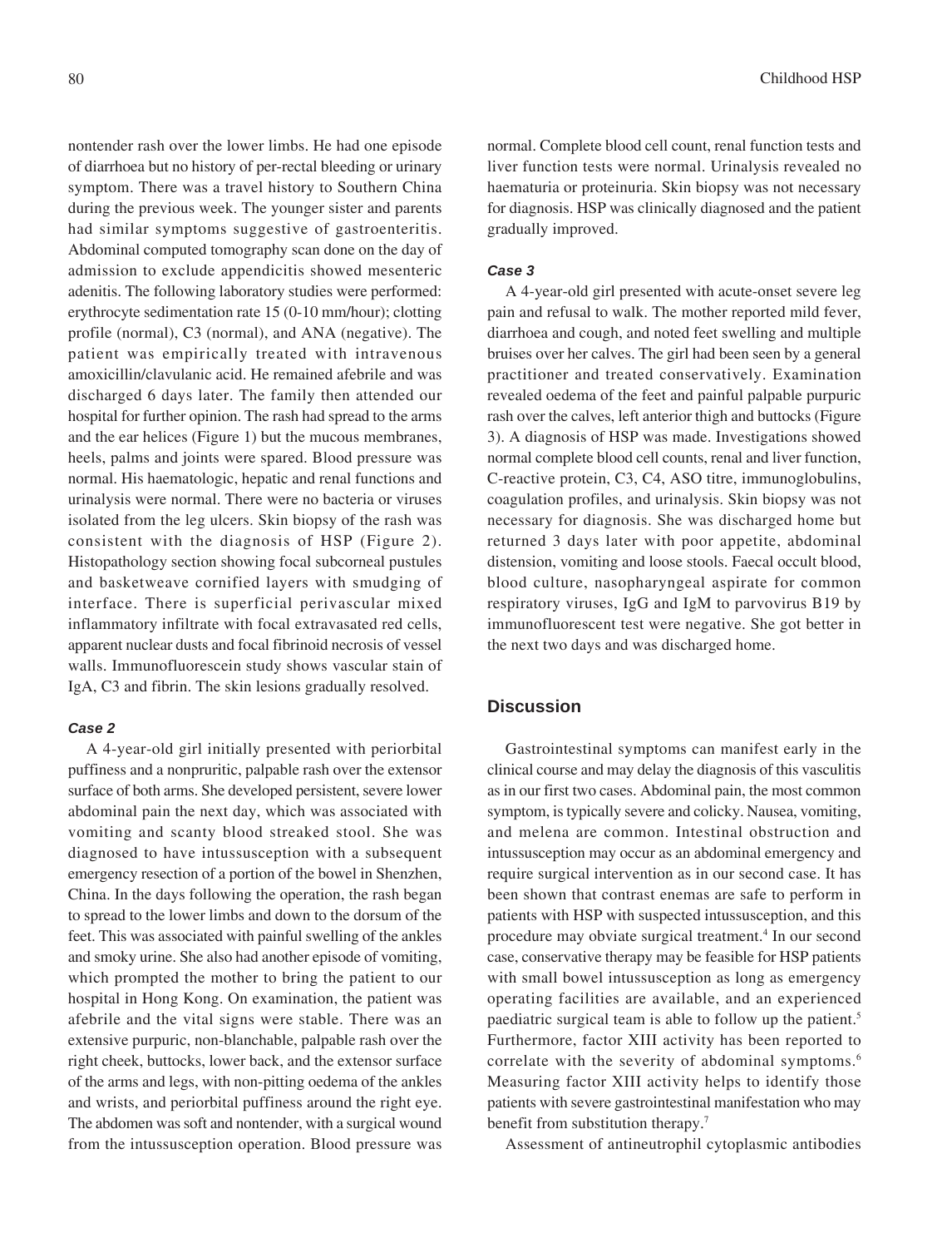nontender rash over the lower limbs. He had one episode of diarrhoea but no history of per-rectal bleeding or urinary symptom. There was a travel history to Southern China during the previous week. The younger sister and parents had similar symptoms suggestive of gastroenteritis. Abdominal computed tomography scan done on the day of admission to exclude appendicitis showed mesenteric adenitis. The following laboratory studies were performed: erythrocyte sedimentation rate 15 (0-10 mm/hour); clotting profile (normal), C3 (normal), and ANA (negative). The patient was empirically treated with intravenous amoxicillin/clavulanic acid. He remained afebrile and was discharged 6 days later. The family then attended our hospital for further opinion. The rash had spread to the arms and the ear helices (Figure 1) but the mucous membranes, heels, palms and joints were spared. Blood pressure was normal. His haematologic, hepatic and renal functions and urinalysis were normal. There were no bacteria or viruses isolated from the leg ulcers. Skin biopsy of the rash was consistent with the diagnosis of HSP (Figure 2). Histopathology section showing focal subcorneal pustules and basketweave cornified layers with smudging of interface. There is superficial perivascular mixed inflammatory infiltrate with focal extravasated red cells, apparent nuclear dusts and focal fibrinoid necrosis of vessel walls. Immunofluorescein study shows vascular stain of IgA, C3 and fibrin. The skin lesions gradually resolved.

### *Case 2*

A 4-year-old girl initially presented with periorbital puffiness and a nonpruritic, palpable rash over the extensor surface of both arms. She developed persistent, severe lower abdominal pain the next day, which was associated with vomiting and scanty blood streaked stool. She was diagnosed to have intussusception with a subsequent emergency resection of a portion of the bowel in Shenzhen, China. In the days following the operation, the rash began to spread to the lower limbs and down to the dorsum of the feet. This was associated with painful swelling of the ankles and smoky urine. She also had another episode of vomiting, which prompted the mother to bring the patient to our hospital in Hong Kong. On examination, the patient was afebrile and the vital signs were stable. There was an extensive purpuric, non-blanchable, palpable rash over the right cheek, buttocks, lower back, and the extensor surface of the arms and legs, with non-pitting oedema of the ankles and wrists, and periorbital puffiness around the right eye. The abdomen was soft and nontender, with a surgical wound from the intussusception operation. Blood pressure was normal. Complete blood cell count, renal function tests and liver function tests were normal. Urinalysis revealed no haematuria or proteinuria. Skin biopsy was not necessary for diagnosis. HSP was clinically diagnosed and the patient gradually improved.

### *Case 3*

A 4-year-old girl presented with acute-onset severe leg pain and refusal to walk. The mother reported mild fever, diarrhoea and cough, and noted feet swelling and multiple bruises over her calves. The girl had been seen by a general practitioner and treated conservatively. Examination revealed oedema of the feet and painful palpable purpuric rash over the calves, left anterior thigh and buttocks (Figure 3). A diagnosis of HSP was made. Investigations showed normal complete blood cell counts, renal and liver function, C-reactive protein, C3, C4, ASO titre, immunoglobulins, coagulation profiles, and urinalysis. Skin biopsy was not necessary for diagnosis. She was discharged home but returned 3 days later with poor appetite, abdominal distension, vomiting and loose stools. Faecal occult blood, blood culture, nasopharyngeal aspirate for common respiratory viruses, IgG and IgM to parvovirus B19 by immunofluorescent test were negative. She got better in the next two days and was discharged home.

## Discussion

Gastrointestinal symptoms can manifest early in the clinical course and may delay the diagnosis of this vasculitis as in our first two cases. Abdominal pain, the most common symptom, is typically severe and colicky. Nausea, vomiting, and melena are common. Intestinal obstruction and intussusception may occur as an abdominal emergency and require surgical intervention as in our second case. It has been shown that contrast enemas are safe to perform in patients with HSP with suspected intussusception, and this procedure may obviate surgical treatment.[4] In our second case, conservative therapy may be feasible for HSP patients with small bowel intussusception as long as emergency operating facilities are available, and an experienced paediatric surgical team is able to follow up the patient.[5] Furthermore, factor XIII activity has been reported to correlate with the severity of abdominal symptoms.[6] Measuring factor XIII activity helps to identify those patients with severe gastrointestinal manifestation who may benefit from substitution therapy.[7]

Assessment of antineutrophil cytoplasmic antibodies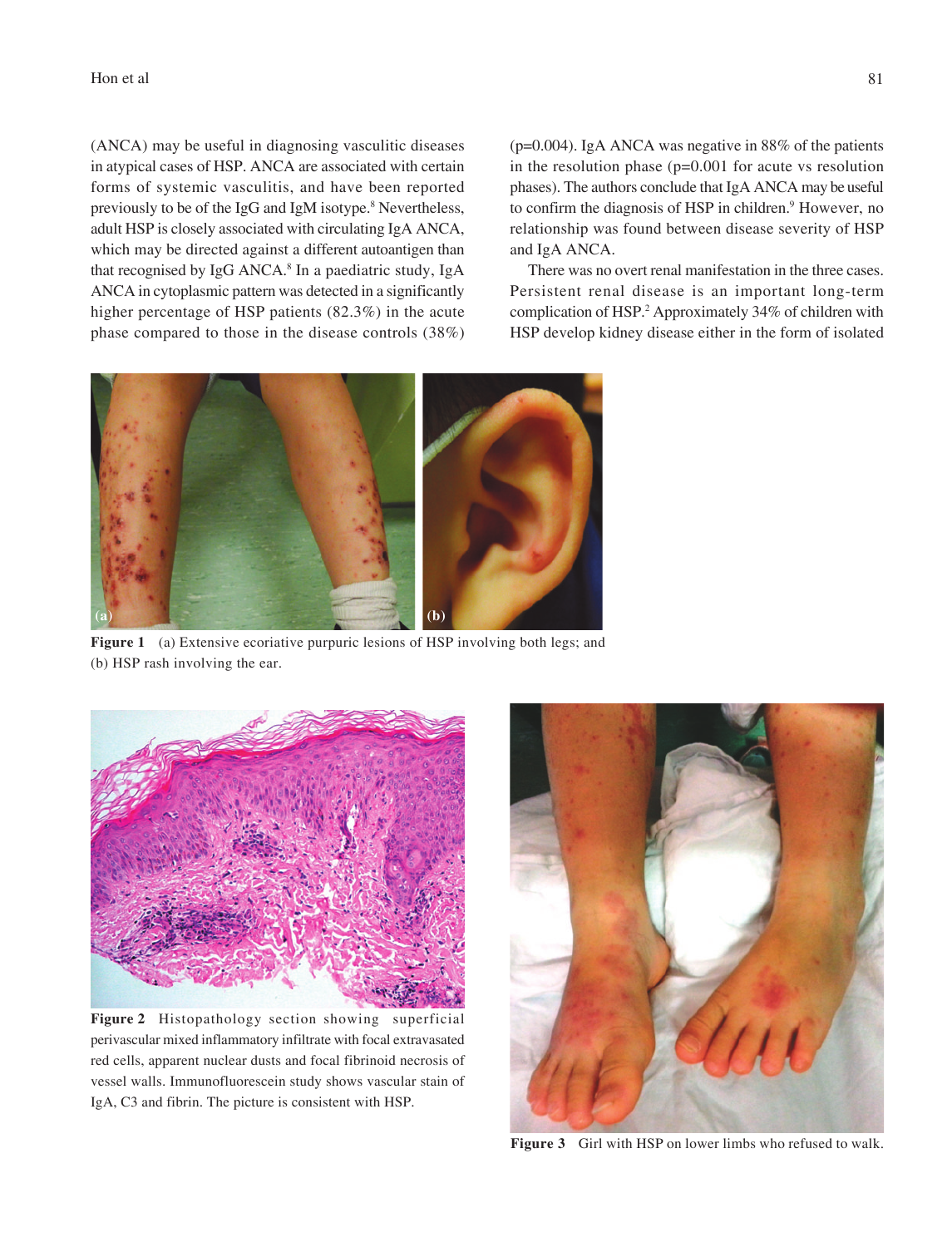(ANCA) may be useful in diagnosing vasculitic diseases in atypical cases of HSP. ANCA are associated with certain forms of systemic vasculitis, and have been reported previously to be of the IgG and IgM isotype.[8] Nevertheless, adult HSP is closely associated with circulating IgA ANCA, which may be directed against a different autoantigen than that recognised by IgG ANCA.[8] In a paediatric study, IgA ANCA in cytoplasmic pattern was detected in a significantly higher percentage of HSP patients (82.3%) in the acute phase compared to those in the disease controls (38%) (p=0.004). IgA ANCA was negative in 88% of the patients in the resolution phase (p=0.001 for acute vs resolution phases). The authors conclude that IgA ANCA may be useful to confirm the diagnosis of HSP in children.[9] However, no relationship was found between disease severity of HSP and IgA ANCA.

There was no overt renal manifestation in the three cases. Persistent renal disease is an important long-term complication of HSP.[2] Approximately 34% of children with HSP develop kidney disease either in the form of isolated

**Figure 1** (a) Extensive ecoriative purpuric lesions of HSP involving both legs; and (b) HSP rash involving the ear.

**Figure 2** Histopathology section showing superficial perivascular mixed inflammatory infiltrate with focal extravasated red cells, apparent nuclear dusts and focal fibrinoid necrosis of vessel walls. Immunofluorescein study shows vascular stain of IgA, C3 and fibrin. The picture is consistent with HSP.

**Figure 3** Girl with HSP on lower limbs who refused to walk.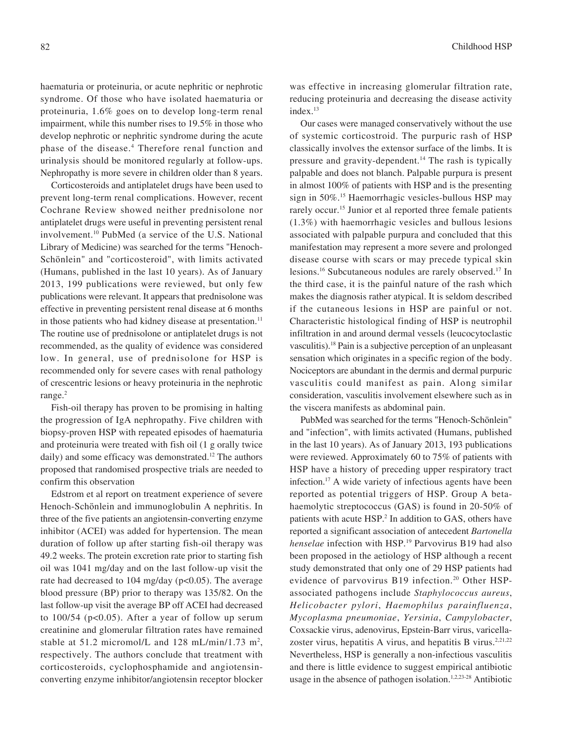haematuria or proteinuria, or acute nephritic or nephrotic syndrome. Of those who have isolated haematuria or proteinuria, 1.6% goes on to develop long-term renal impairment, while this number rises to 19.5% in those who develop nephrotic or nephritic syndrome during the acute phase of the disease.[4] Therefore renal function and urinalysis should be monitored regularly at follow-ups. Nephropathy is more severe in children older than 8 years.

Corticosteroids and antiplatelet drugs have been used to prevent long-term renal complications. However, recent Cochrane Review showed neither prednisolone nor antiplatelet drugs were useful in preventing persistent renal involvement.[10] PubMed (a service of the U.S. National Library of Medicine) was searched for the terms "Henoch-Schönlein" and "corticosteroid", with limits activated (Humans, published in the last 10 years). As of January 2013, 199 publications were reviewed, but only few publications were relevant. It appears that prednisolone was effective in preventing persistent renal disease at 6 months in those patients who had kidney disease at presentation.[11] The routine use of prednisolone or antiplatelet drugs is not recommended, as the quality of evidence was considered low. In general, use of prednisolone for HSP is recommended only for severe cases with renal pathology of crescentric lesions or heavy proteinuria in the nephrotic range.[2]

Fish-oil therapy has proven to be promising in halting the progression of IgA nephropathy. Five children with biopsy-proven HSP with repeated episodes of haematuria and proteinuria were treated with fish oil (1 g orally twice daily) and some efficacy was demonstrated.[12] The authors proposed that randomised prospective trials are needed to confirm this observation

Edstrom et al report on treatment experience of severe Henoch-Schönlein and immunoglobulin A nephritis. In three of the five patients an angiotensin-converting enzyme inhibitor (ACEI) was added for hypertension. The mean duration of follow up after starting fish-oil therapy was 49.2 weeks. The protein excretion rate prior to starting fish oil was 1041 mg/day and on the last follow-up visit the rate had decreased to 104 mg/day ($p<0.05$). The average blood pressure (BP) prior to therapy was 135/82. On the last follow-up visit the average BP off ACEI had decreased to 100/54 ($p<0.05$). After a year of follow up serum creatinine and glomerular filtration rates have remained stable at 51.2 micromol/L and 128 mL/min/1.73 $m^2$, respectively. The authors conclude that treatment with corticosteroids, cyclophosphamide and angiotensin-converting enzyme inhibitor/angiotensin receptor blocker was effective in increasing glomerular filtration rate, reducing proteinuria and decreasing the disease activity index.[13]

Our cases were managed conservatively without the use of systemic corticostroid. The purpuric rash of HSP classically involves the extensor surface of the limbs. It is pressure and gravity-dependent.[14] The rash is typically palpable and does not blanch. Palpable purpura is present in almost 100% of patients with HSP and is the presenting sign in 50%.[15] Haemorrhagic vesicles-bullous HSP may rarely occur.[15] Junior et al reported three female patients (1.3%) with haemorrhagic vesicles and bullous lesions associated with palpable purpura and concluded that this manifestation may represent a more severe and prolonged disease course with scars or may precede typical skin lesions.[16] Subcutaneous nodules are rarely observed.[17] In the third case, it is the painful nature of the rash which makes the diagnosis rather atypical. It is seldom described if the cutaneous lesions in HSP are painful or not. Characteristic histological finding of HSP is neutrophil infiltration in and around dermal vessels (leucocytoclastic vasculitis).[18] Pain is a subjective perception of an unpleasant sensation which originates in a specific region of the body. Nociceptors are abundant in the dermis and dermal purpuric vasculitis could manifest as pain. Along similar consideration, vasculitis involvement elsewhere such as in the viscera manifests as abdominal pain.

PubMed was searched for the terms "Henoch-Schönlein" and "infection", with limits activated (Humans, published in the last 10 years). As of January 2013, 193 publications were reviewed. Approximately 60 to 75% of patients with HSP have a history of preceding upper respiratory tract infection.[17] A wide variety of infectious agents have been reported as potential triggers of HSP. Group A beta-haemolytic streptococcus (GAS) is found in 20-50% of patients with acute HSP.[2] In addition to GAS, others have reported a significant association of antecedent *Bartonella henselae* infection with HSP.[19] Parvovirus B19 had also been proposed in the aetiology of HSP although a recent study demonstrated that only one of 29 HSP patients had evidence of parvovirus B19 infection.[20] Other HSP-associated pathogens include *Staphylococcus aureus*, *Helicobacter pylori*, *Haemophilus parainfluenza*, *Mycoplasma pneumoniae*, *Yersinia*, *Campylobacter*, Coxsackie virus, adenovirus, Epstein-Barr virus, varicella-zoster virus, hepatitis A virus, and hepatitis B virus.[2,21,22] Nevertheless, HSP is generally a non-infectious vasculitis and there is little evidence to suggest empirical antibiotic usage in the absence of pathogen isolation.[1,2,23-28] Antibiotic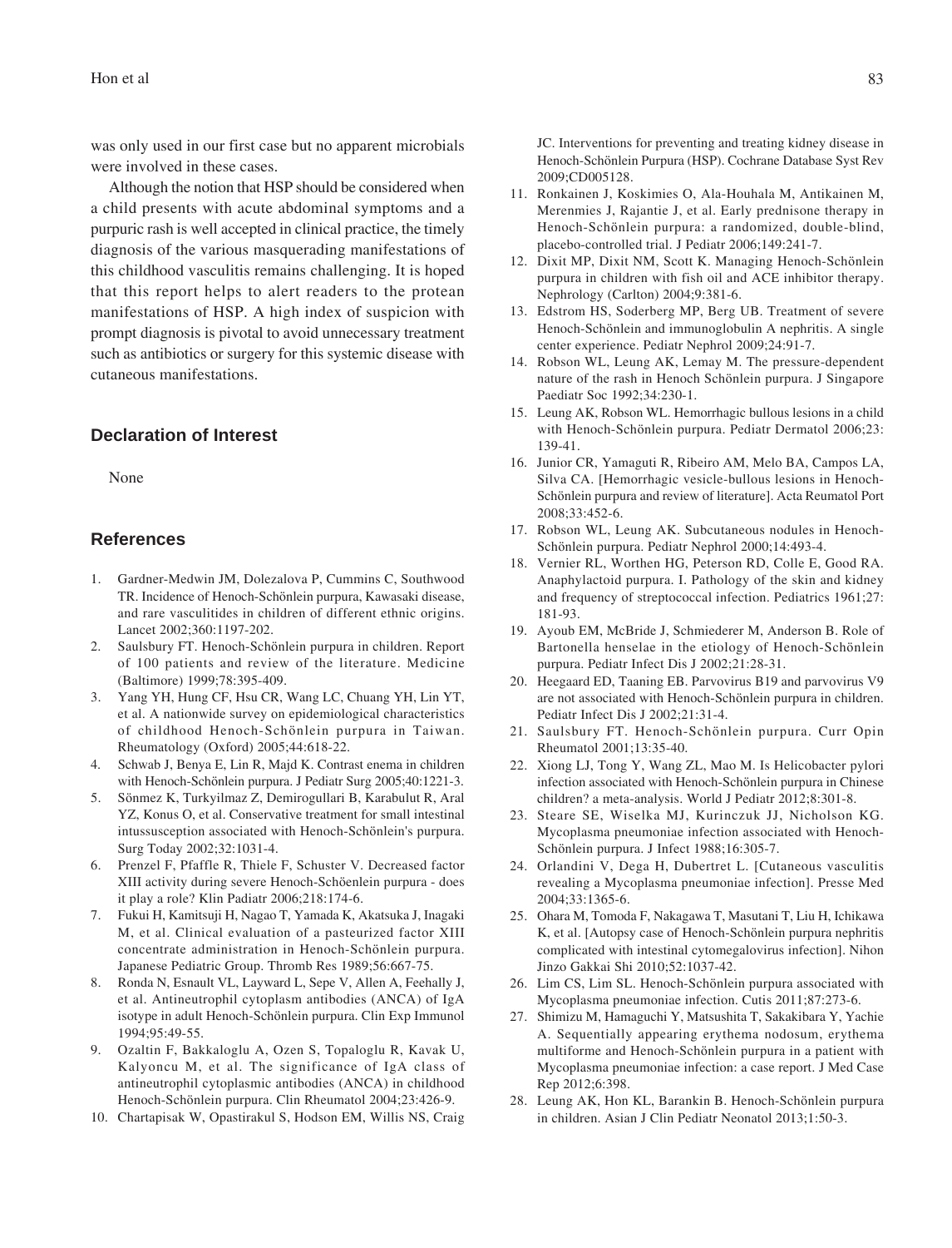was only used in our first case but no apparent microbials were involved in these cases.

Although the notion that HSP should be considered when a child presents with acute abdominal symptoms and a purpuric rash is well accepted in clinical practice, the timely diagnosis of the various masquerading manifestations of this childhood vasculitis remains challenging. It is hoped that this report helps to alert readers to the protean manifestations of HSP. A high index of suspicion with prompt diagnosis is pivotal to avoid unnecessary treatment such as antibiotics or surgery for this systemic disease with cutaneous manifestations.

## Declaration of Interest

None

## References

1. Gardner-Medwin JM, Dolezalova P, Cummins C, Southwood TR. Incidence of Henoch-Schönlein purpura, Kawasaki disease, and rare vasculitides in children of different ethnic origins. Lancet 2002;360:1197-202.
2. Saulsbury FT. Henoch-Schönlein purpura in children. Report of 100 patients and review of the literature. Medicine (Baltimore) 1999;78:395-409.
3. Yang YH, Hung CF, Hsu CR, Wang LC, Chuang YH, Lin YT, et al. A nationwide survey on epidemiological characteristics of childhood Henoch-Schönlein purpura in Taiwan. Rheumatology (Oxford) 2005;44:618-22.
4. Schwab J, Benya E, Lin R, Majd K. Contrast enema in children with Henoch-Schönlein purpura. J Pediatr Surg 2005;40:1221-3.
5. Sönmez K, Turkyilmaz Z, Demirogullari B, Karabulut R, Aral YZ, Konus O, et al. Conservative treatment for small intestinal intussusception associated with Henoch-Schönlein's purpura. Surg Today 2002;32:1031-4.
6. Prenzel F, Pfaffle R, Thiele F, Schuster V. Decreased factor XIII activity during severe Henoch-Schöenlein purpura - does it play a role? Klin Padiatr 2006;218:174-6.
7. Fukui H, Kamitsuji H, Nagao T, Yamada K, Akatsuka J, Inagaki M, et al. Clinical evaluation of a pasteurized factor XIII concentrate administration in Henoch-Schönlein purpura. Japanese Pediatric Group. Thromb Res 1989;56:667-75.
8. Ronda N, Esnault VL, Layward L, Sepe V, Allen A, Feehally J, et al. Antineutrophil cytoplasm antibodies (ANCA) of IgA isotype in adult Henoch-Schönlein purpura. Clin Exp Immunol 1994;95:49-55.
9. Ozaltin F, Bakkaloglu A, Ozen S, Topaloglu R, Kavak U, Kalyoncu M, et al. The significance of IgA class of antineutrophil cytoplasmic antibodies (ANCA) in childhood Henoch-Schönlein purpura. Clin Rheumatol 2004;23:426-9.
10. Chartapisak W, Opastirakul S, Hodson EM, Willis NS, Craig JC. Interventions for preventing and treating kidney disease in Henoch-Schönlein Purpura (HSP). Cochrane Database Syst Rev 2009;CD005128.
11. Ronkainen J, Koskimies O, Ala-Houhala M, Antikainen M, Merenmies J, Rajantie J, et al. Early prednisone therapy in Henoch-Schönlein purpura: a randomized, double-blind, placebo-controlled trial. J Pediatr 2006;149:241-7.
12. Dixit MP, Dixit NM, Scott K. Managing Henoch-Schönlein purpura in children with fish oil and ACE inhibitor therapy. Nephrology (Carlton) 2004;9:381-6.
13. Edstrom HS, Soderberg MP, Berg UB. Treatment of severe Henoch-Schönlein and immunoglobulin A nephritis. A single center experience. Pediatr Nephrol 2009;24:91-7.
14. Robson WL, Leung AK, Lemay M. The pressure-dependent nature of the rash in Henoch Schönlein purpura. J Singapore Paediatr Soc 1992;34:230-1.
15. Leung AK, Robson WL. Hemorrhagic bullous lesions in a child with Henoch-Schönlein purpura. Pediatr Dermatol 2006;23: 139-41.
16. Junior CR, Yamaguti R, Ribeiro AM, Melo BA, Campos LA, Silva CA. [Hemorrhagic vesicle-bullous lesions in Henoch-Schönlein purpura and review of literature]. Acta Reumatol Port 2008;33:452-6.
17. Robson WL, Leung AK. Subcutaneous nodules in Henoch-Schönlein purpura. Pediatr Nephrol 2000;14:493-4.
18. Vernier RL, Worthen HG, Peterson RD, Colle E, Good RA. Anaphylactoid purpura. I. Pathology of the skin and kidney and frequency of streptococcal infection. Pediatrics 1961;27: 181-93.
19. Ayoub EM, McBride J, Schmiederer M, Anderson B. Role of Bartonella henselae in the etiology of Henoch-Schönlein purpura. Pediatr Infect Dis J 2002;21:28-31.
20. Heegaard ED, Taaning EB. Parvovirus B19 and parvovirus V9 are not associated with Henoch-Schönlein purpura in children. Pediatr Infect Dis J 2002;21:31-4.
21. Saulsbury FT. Henoch-Schönlein purpura. Curr Opin Rheumatol 2001;13:35-40.
22. Xiong LJ, Tong Y, Wang ZL, Mao M. Is Helicobacter pylori infection associated with Henoch-Schönlein purpura in Chinese children? a meta-analysis. World J Pediatr 2012;8:301-8.
23. Steare SE, Wiselka MJ, Kurinczuk JJ, Nicholson KG. Mycoplasma pneumoniae infection associated with Henoch-Schönlein purpura. J Infect 1988;16:305-7.
24. Orlandini V, Dega H, Dubertret L. [Cutaneous vasculitis revealing a Mycoplasma pneumoniae infection]. Presse Med 2004;33:1365-6.
25. Ohara M, Tomoda F, Nakagawa T, Masutani T, Liu H, Ichikawa K, et al. [Autopsy case of Henoch-Schönlein purpura nephritis complicated with intestinal cytomegalovirus infection]. Nihon Jinzo Gakkai Shi 2010;52:1037-42.
26. Lim CS, Lim SL. Henoch-Schönlein purpura associated with Mycoplasma pneumoniae infection. Cutis 2011;87:273-6.
27. Shimizu M, Hamaguchi Y, Matsushita T, Sakakibara Y, Yachie A. Sequentially appearing erythema nodosum, erythema multiforme and Henoch-Schönlein purpura in a patient with Mycoplasma pneumoniae infection: a case report. J Med Case Rep 2012;6:398.
28. Leung AK, Hon KL, Barankin B. Henoch-Schönlein purpura in children. Asian J Clin Pediatr Neonatol 2013;1:50-3.